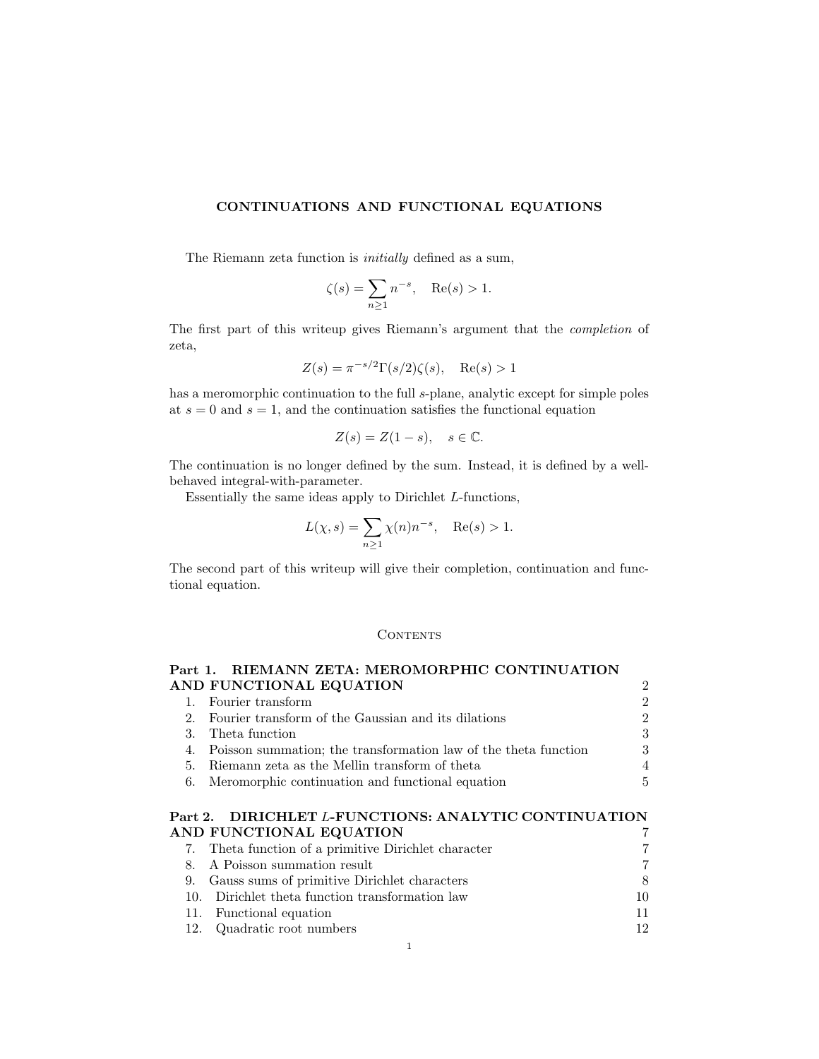# CONTINUATIONS AND FUNCTIONAL EQUATIONS

The Riemann zeta function is *initially* defined as a sum,

$$\zeta(s) = \sum_{n\geq 1} n^{-s}, \quad \mathrm{Re}(s) > 1.$$

The first part of this writeup gives Riemann's argument that the *completion* of zeta,

$$Z(s) = \pi^{-s/2}\Gamma(s/2)\zeta(s), \quad \mathrm{Re}(s) > 1$$

has a meromorphic continuation to the full $s$-plane, analytic except for simple poles at $s = 0$ and $s = 1$, and the continuation satisfies the functional equation

$$Z(s) = Z(1-s), \quad s \in \mathbb{C}.$$

The continuation is no longer defined by the sum. Instead, it is defined by a well-behaved integral-with-parameter.

Essentially the same ideas apply to Dirichlet $L$-functions,

$$L(\chi, s) = \sum_{n\geq 1} \chi(n) n^{-s}, \quad \mathrm{Re}(s) > 1.$$

The second part of this writeup will give their completion, continuation and functional equation.

## Contents

**Part 1. RIEMANN ZETA: MEROMORPHIC CONTINUATION AND FUNCTIONAL EQUATION** 2

1. Fourier transform 2
2. Fourier transform of the Gaussian and its dilations 2
3. Theta function 3
4. Poisson summation; the transformation law of the theta function 3
5. Riemann zeta as the Mellin transform of theta 4
6. Meromorphic continuation and functional equation 5

**Part 2. DIRICHLET $L$-FUNCTIONS: ANALYTIC CONTINUATION AND FUNCTIONAL EQUATION** 7

7. Theta function of a primitive Dirichlet character 7
8. A Poisson summation result 7
9. Gauss sums of primitive Dirichlet characters 8
10. Dirichlet theta function transformation law 10
11. Functional equation 11
12. Quadratic root numbers 12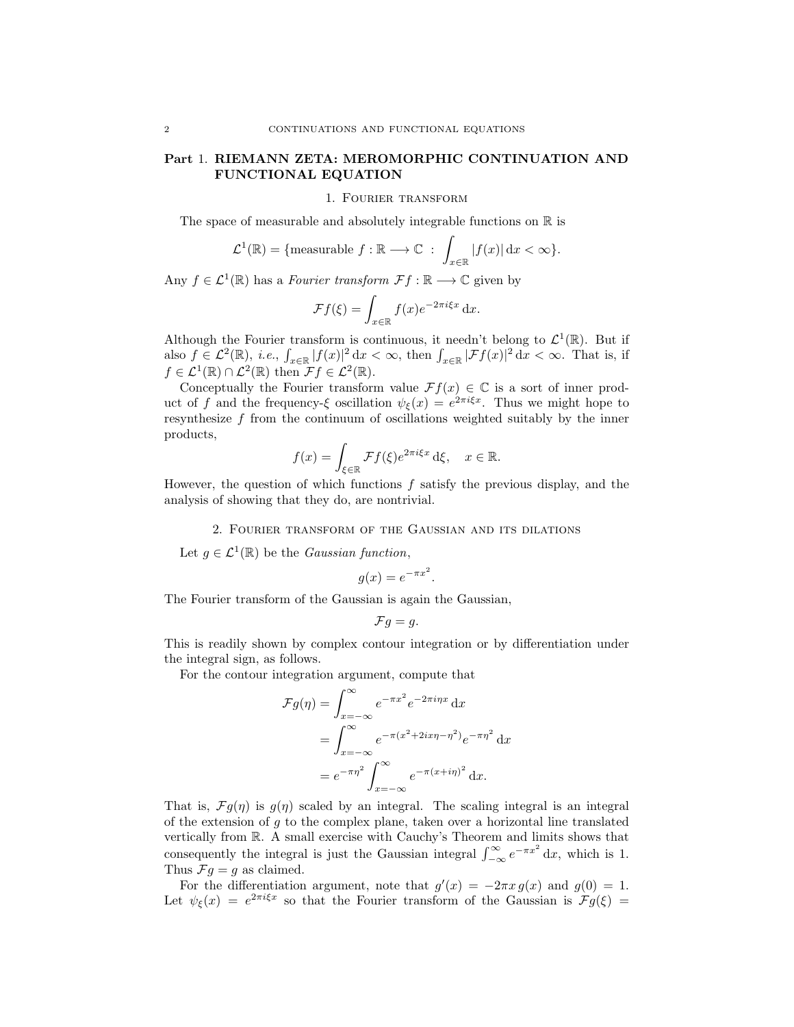# Part 1. RIEMANN ZETA: MEROMORPHIC CONTINUATION AND FUNCTIONAL EQUATION

## 1. Fourier transform

The space of measurable and absolutely integrable functions on $\mathbb{R}$ is

$$\mathcal{L}^1(\mathbb{R}) = \{\text{measurable } f : \mathbb{R} \longrightarrow \mathbb{C} \ : \ \int_{x\in\mathbb{R}} |f(x)| \, \mathrm{d}x < \infty\}.$$

Any $f \in \mathcal{L}^1(\mathbb{R})$ has a *Fourier transform* $\mathcal{F}f : \mathbb{R} \longrightarrow \mathbb{C}$ given by

$$\mathcal{F}f(\xi) = \int_{x\in\mathbb{R}} f(x) e^{-2\pi i \xi x} \, \mathrm{d}x.$$

Although the Fourier transform is continuous, it needn't belong to $\mathcal{L}^1(\mathbb{R})$. But if also $f \in \mathcal{L}^2(\mathbb{R})$, *i.e.*, $\int_{x\in\mathbb{R}} |f(x)|^2 \, \mathrm{d}x < \infty$, then $\int_{x\in\mathbb{R}} |\mathcal{F}f(x)|^2 \, \mathrm{d}x < \infty$. That is, if $f \in \mathcal{L}^1(\mathbb{R}) \cap \mathcal{L}^2(\mathbb{R})$ then $\mathcal{F}f \in \mathcal{L}^2(\mathbb{R})$.

Conceptually the Fourier transform value $\mathcal{F}f(x) \in \mathbb{C}$ is a sort of inner product of $f$ and the frequency-$\xi$ oscillation $\psi_\xi(x) = e^{2\pi i \xi x}$. Thus we might hope to resynthesize $f$ from the continuum of oscillations weighted suitably by the inner products,

$$f(x) = \int_{\xi\in\mathbb{R}} \mathcal{F}f(\xi) e^{2\pi i \xi x} \, \mathrm{d}\xi, \quad x \in \mathbb{R}.$$

However, the question of which functions $f$ satisfy the previous display, and the analysis of showing that they do, are nontrivial.

## 2. Fourier transform of the Gaussian and its dilations

Let $g \in \mathcal{L}^1(\mathbb{R})$ be the *Gaussian function*,

$$g(x) = e^{-\pi x^2}.$$

The Fourier transform of the Gaussian is again the Gaussian,

$$\mathcal{F}g = g.$$

This is readily shown by complex contour integration or by differentiation under the integral sign, as follows.

For the contour integration argument, compute that

$$\begin{aligned}
\mathcal{F}g(\eta) &= \int_{x=-\infty}^{\infty} e^{-\pi x^2} e^{-2\pi i \eta x} \, \mathrm{d}x \\
&= \int_{x=-\infty}^{\infty} e^{-\pi(x^2 + 2ix\eta - \eta^2)} e^{-\pi\eta^2} \, \mathrm{d}x \\
&= e^{-\pi\eta^2} \int_{x=-\infty}^{\infty} e^{-\pi(x+i\eta)^2} \, \mathrm{d}x.
\end{aligned}$$

That is, $\mathcal{F}g(\eta)$ is $g(\eta)$ scaled by an integral. The scaling integral is an integral of the extension of $g$ to the complex plane, taken over a horizontal line translated vertically from $\mathbb{R}$. A small exercise with Cauchy's Theorem and limits shows that consequently the integral is just the Gaussian integral $\int_{-\infty}^{\infty} e^{-\pi x^2} \, \mathrm{d}x$, which is 1. Thus $\mathcal{F}g = g$ as claimed.

For the differentiation argument, note that $g'(x) = -2\pi x \, g(x)$ and $g(0) = 1$. Let $\psi_\xi(x) = e^{2\pi i \xi x}$ so that the Fourier transform of the Gaussian is $\mathcal{F}g(\xi) =$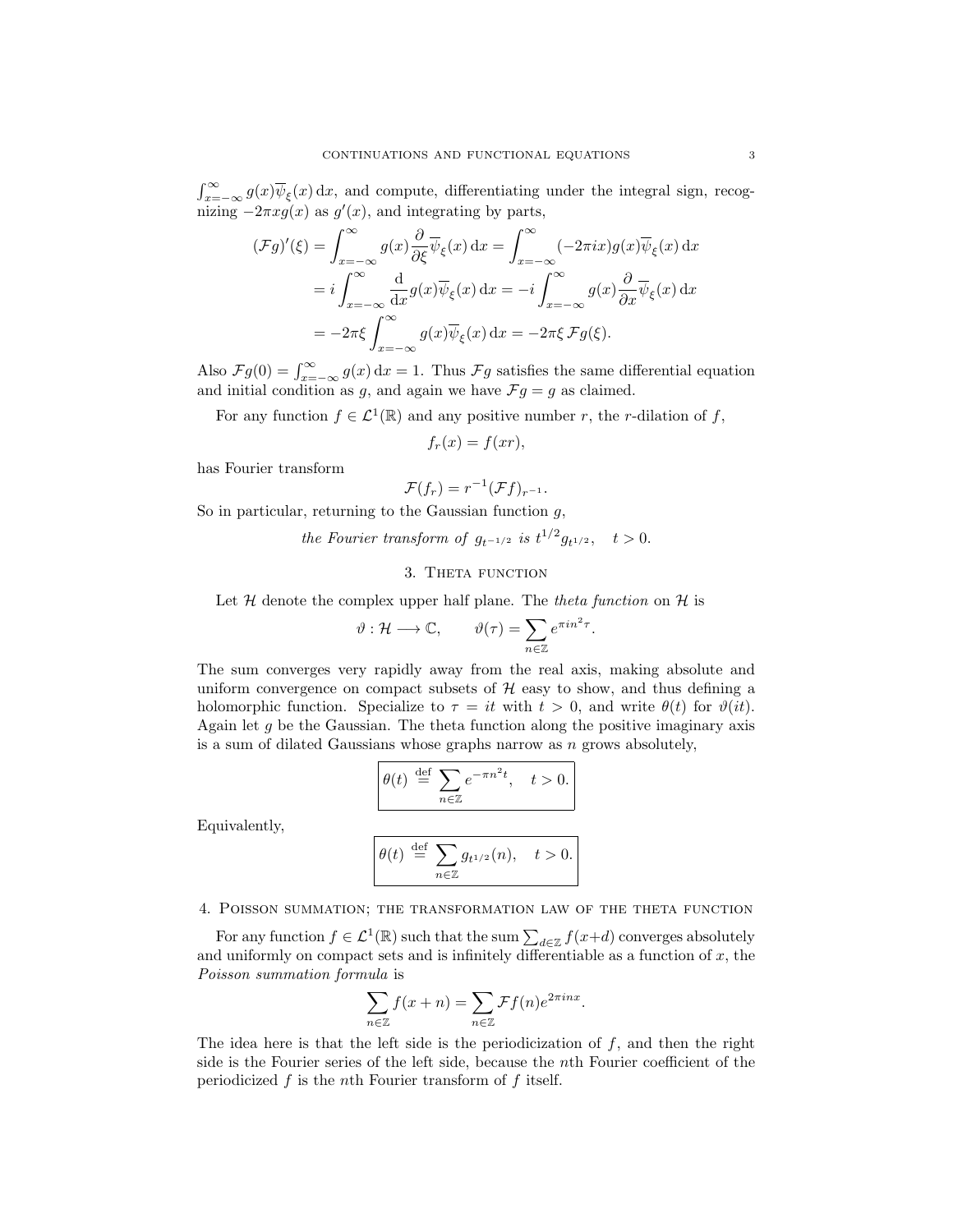$\int_{x=-\infty}^{\infty} g(x)\overline{\psi}_\xi(x)\,\mathrm{d}x$, and compute, differentiating under the integral sign, recognizing $-2\pi x g(x)$ as $g'(x)$, and integrating by parts,

$$
\begin{aligned}
(\mathcal{F}g)'(\xi) &= \int_{x=-\infty}^{\infty} g(x)\frac{\partial}{\partial \xi}\overline{\psi}_\xi(x)\,\mathrm{d}x = \int_{x=-\infty}^{\infty} (-2\pi i x) g(x)\overline{\psi}_\xi(x)\,\mathrm{d}x \\
&= i\int_{x=-\infty}^{\infty} \frac{\mathrm{d}}{\mathrm{d}x} g(x)\overline{\psi}_\xi(x)\,\mathrm{d}x = -i\int_{x=-\infty}^{\infty} g(x)\frac{\partial}{\partial x}\overline{\psi}_\xi(x)\,\mathrm{d}x \\
&= -2\pi\xi\int_{x=-\infty}^{\infty} g(x)\overline{\psi}_\xi(x)\,\mathrm{d}x = -2\pi\xi\,\mathcal{F}g(\xi).
\end{aligned}
$$

Also $\mathcal{F}g(0) = \int_{x=-\infty}^{\infty} g(x)\,\mathrm{d}x = 1$. Thus $\mathcal{F}g$ satisfies the same differential equation and initial condition as $g$, and again we have $\mathcal{F}g = g$ as claimed.

For any function $f \in \mathcal{L}^1(\mathbb{R})$ and any positive number $r$, the $r$-dilation of $f$,

$$f_r(x) = f(xr),$$

has Fourier transform

$$\mathcal{F}(f_r) = r^{-1}(\mathcal{F}f)_{r^{-1}}.$$

So in particular, returning to the Gaussian function $g$,

*the Fourier transform of* $g_{t^{-1/2}}$ *is* $t^{1/2}g_{t^{1/2}}$, $\quad t > 0$.

## 3. Theta function

Let $\mathcal{H}$ denote the complex upper half plane. The *theta function* on $\mathcal{H}$ is

$$\vartheta : \mathcal{H} \longrightarrow \mathbb{C}, \qquad \vartheta(\tau) = \sum_{n\in\mathbb{Z}} e^{\pi i n^2 \tau}.$$

The sum converges very rapidly away from the real axis, making absolute and uniform convergence on compact subsets of $\mathcal{H}$ easy to show, and thus defining a holomorphic function. Specialize to $\tau = it$ with $t > 0$, and write $\theta(t)$ for $\vartheta(it)$. Again let $g$ be the Gaussian. The theta function along the positive imaginary axis is a sum of dilated Gaussians whose graphs narrow as $n$ grows absolutely,

$$\boxed{\theta(t) \overset{\text{def}}{=} \sum_{n\in\mathbb{Z}} e^{-\pi n^2 t}, \quad t > 0.}$$

Equivalently,

$$\boxed{\theta(t) \overset{\text{def}}{=} \sum_{n\in\mathbb{Z}} g_{t^{1/2}}(n), \quad t > 0.}$$

## 4. Poisson summation; the transformation law of the theta function

For any function $f \in \mathcal{L}^1(\mathbb{R})$ such that the sum $\sum_{d\in\mathbb{Z}} f(x+d)$ converges absolutely and uniformly on compact sets and is infinitely differentiable as a function of $x$, the *Poisson summation formula* is

$$\sum_{n\in\mathbb{Z}} f(x+n) = \sum_{n\in\mathbb{Z}} \mathcal{F}f(n)e^{2\pi i n x}.$$

The idea here is that the left side is the periodicization of $f$, and then the right side is the Fourier series of the left side, because the $n$th Fourier coefficient of the periodicized $f$ is the $n$th Fourier transform of $f$ itself.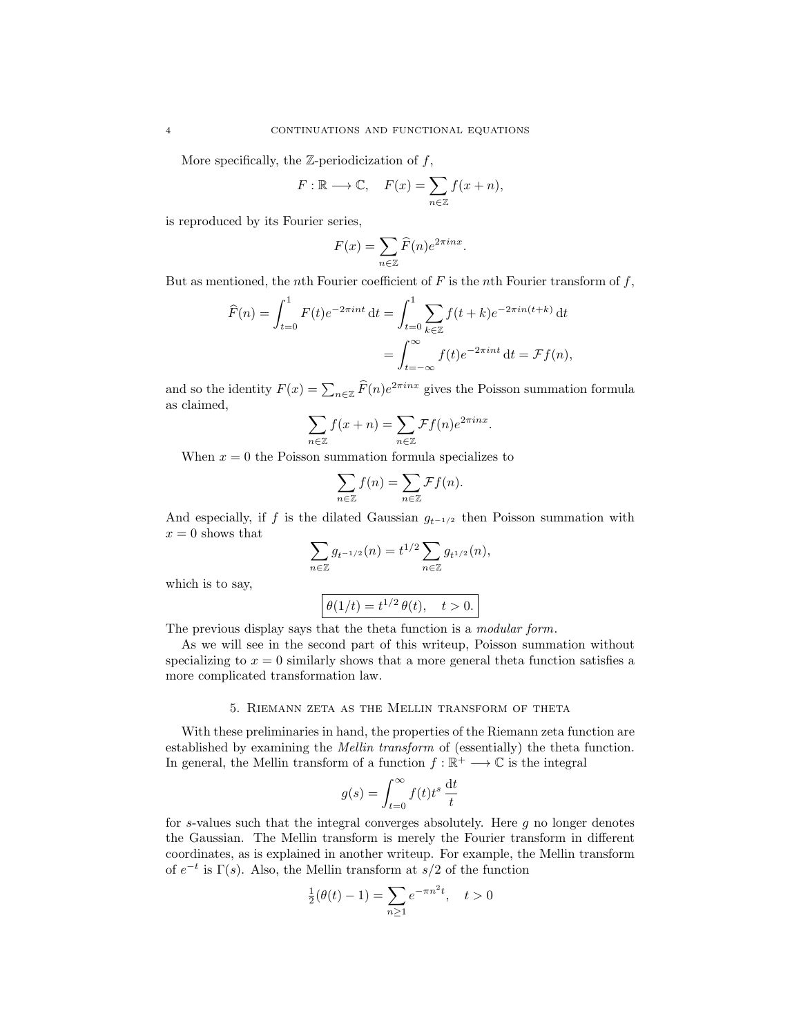More specifically, the $\mathbb{Z}$-periodicization of $f$,

$$F : \mathbb{R} \longrightarrow \mathbb{C}, \quad F(x) = \sum_{n \in \mathbb{Z}} f(x+n),$$

is reproduced by its Fourier series,

$$F(x) = \sum_{n \in \mathbb{Z}} \widehat{F}(n) e^{2\pi i n x}.$$

But as mentioned, the $n$th Fourier coefficient of $F$ is the $n$th Fourier transform of $f$,

$$\begin{aligned}
\widehat{F}(n) = \int_{t=0}^{1} F(t) e^{-2\pi i n t} \, \mathrm{d}t &= \int_{t=0}^{1} \sum_{k \in \mathbb{Z}} f(t+k) e^{-2\pi i n (t+k)} \, \mathrm{d}t \\
&= \int_{t=-\infty}^{\infty} f(t) e^{-2\pi i n t} \, \mathrm{d}t = \mathcal{F} f(n),
\end{aligned}$$

and so the identity $F(x) = \sum_{n \in \mathbb{Z}} \widehat{F}(n) e^{2\pi i n x}$ gives the Poisson summation formula as claimed,

$$\sum_{n \in \mathbb{Z}} f(x+n) = \sum_{n \in \mathbb{Z}} \mathcal{F} f(n) e^{2\pi i n x}.$$

When $x = 0$ the Poisson summation formula specializes to

$$\sum_{n \in \mathbb{Z}} f(n) = \sum_{n \in \mathbb{Z}} \mathcal{F} f(n).$$

And especially, if $f$ is the dilated Gaussian $g_{t^{-1/2}}$ then Poisson summation with $x = 0$ shows that

$$\sum_{n \in \mathbb{Z}} g_{t^{-1/2}}(n) = t^{1/2} \sum_{n \in \mathbb{Z}} g_{t^{1/2}}(n),$$

which is to say,

$$\boxed{\theta(1/t) = t^{1/2} \, \theta(t), \quad t > 0.}$$

The previous display says that the theta function is a *modular form*.

As we will see in the second part of this writeup, Poisson summation without specializing to $x = 0$ similarly shows that a more general theta function satisfies a more complicated transformation law.

## 5. Riemann zeta as the Mellin transform of theta

With these preliminaries in hand, the properties of the Riemann zeta function are established by examining the *Mellin transform* of (essentially) the theta function. In general, the Mellin transform of a function $f : \mathbb{R}^+ \longrightarrow \mathbb{C}$ is the integral

$$g(s) = \int_{t=0}^{\infty} f(t) t^s \, \frac{\mathrm{d}t}{t}$$

for $s$-values such that the integral converges absolutely. Here $g$ no longer denotes the Gaussian. The Mellin transform is merely the Fourier transform in different coordinates, as is explained in another writeup. For example, the Mellin transform of $e^{-t}$ is $\Gamma(s)$. Also, the Mellin transform at $s/2$ of the function

$$\tfrac{1}{2}(\theta(t) - 1) = \sum_{n \geq 1} e^{-\pi n^2 t}, \quad t > 0$$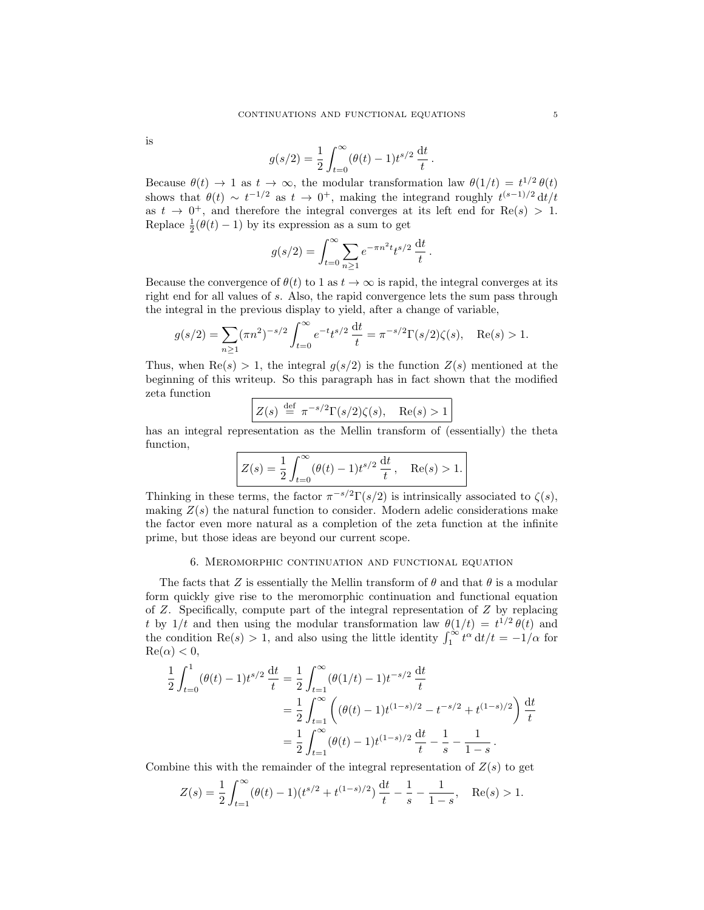is

$$g(s/2) = \frac{1}{2}\int_{t=0}^{\infty} (\theta(t) - 1) t^{s/2} \, \frac{\mathrm{d}t}{t} \, .$$

Because $\theta(t) \to 1$ as $t \to \infty$, the modular transformation law $\theta(1/t) = t^{1/2}\,\theta(t)$ shows that $\theta(t) \sim t^{-1/2}$ as $t \to 0^+$, making the integrand roughly $t^{(s-1)/2}\,\mathrm{d}t/t$ as $t \to 0^+$, and therefore the integral converges at its left end for $\mathrm{Re}(s) > 1$. Replace $\frac{1}{2}(\theta(t) - 1)$ by its expression as a sum to get

$$g(s/2) = \int_{t=0}^{\infty} \sum_{n \geq 1} e^{-\pi n^2 t} t^{s/2} \, \frac{\mathrm{d}t}{t} \, .$$

Because the convergence of $\theta(t)$ to 1 as $t \to \infty$ is rapid, the integral converges at its right end for all values of $s$. Also, the rapid convergence lets the sum pass through the integral in the previous display to yield, after a change of variable,

$$g(s/2) = \sum_{n \geq 1} (\pi n^2)^{-s/2} \int_{t=0}^{\infty} e^{-t} t^{s/2} \, \frac{\mathrm{d}t}{t} = \pi^{-s/2}\Gamma(s/2)\zeta(s), \quad \mathrm{Re}(s) > 1.$$

Thus, when $\mathrm{Re}(s) > 1$, the integral $g(s/2)$ is the function $Z(s)$ mentioned at the beginning of this writeup. So this paragraph has in fact shown that the modified zeta function

$$\boxed{Z(s) \stackrel{\text{def}}{=} \pi^{-s/2}\Gamma(s/2)\zeta(s), \quad \mathrm{Re}(s) > 1}$$

has an integral representation as the Mellin transform of (essentially) the theta function,

$$\boxed{Z(s) = \frac{1}{2}\int_{t=0}^{\infty} (\theta(t) - 1) t^{s/2} \, \frac{\mathrm{d}t}{t} \, , \quad \mathrm{Re}(s) > 1.}$$

Thinking in these terms, the factor $\pi^{-s/2}\Gamma(s/2)$ is intrinsically associated to $\zeta(s)$, making $Z(s)$ the natural function to consider. Modern adelic considerations make the factor even more natural as a completion of the zeta function at the infinite prime, but those ideas are beyond our current scope.

## 6. Meromorphic continuation and functional equation

The facts that $Z$ is essentially the Mellin transform of $\theta$ and that $\theta$ is a modular form quickly give rise to the meromorphic continuation and functional equation of $Z$. Specifically, compute part of the integral representation of $Z$ by replacing $t$ by $1/t$ and then using the modular transformation law $\theta(1/t) = t^{1/2}\,\theta(t)$ and the condition $\mathrm{Re}(s) > 1$, and also using the little identity $\int_1^{\infty} t^{\alpha}\,\mathrm{d}t/t = -1/\alpha$ for $\mathrm{Re}(\alpha) < 0$,

$$\begin{aligned}
\frac{1}{2}\int_{t=0}^{1} (\theta(t) - 1) t^{s/2} \, \frac{\mathrm{d}t}{t} &= \frac{1}{2}\int_{t=1}^{\infty} (\theta(1/t) - 1) t^{-s/2} \, \frac{\mathrm{d}t}{t} \\
&= \frac{1}{2}\int_{t=1}^{\infty} \left( (\theta(t) - 1) t^{(1-s)/2} - t^{-s/2} + t^{(1-s)/2} \right) \frac{\mathrm{d}t}{t} \\
&= \frac{1}{2}\int_{t=1}^{\infty} (\theta(t) - 1) t^{(1-s)/2} \, \frac{\mathrm{d}t}{t} - \frac{1}{s} - \frac{1}{1-s} \, .
\end{aligned}$$

Combine this with the remainder of the integral representation of $Z(s)$ to get

$$Z(s) = \frac{1}{2}\int_{t=1}^{\infty} (\theta(t) - 1)(t^{s/2} + t^{(1-s)/2}) \, \frac{\mathrm{d}t}{t} - \frac{1}{s} - \frac{1}{1-s}, \quad \mathrm{Re}(s) > 1.$$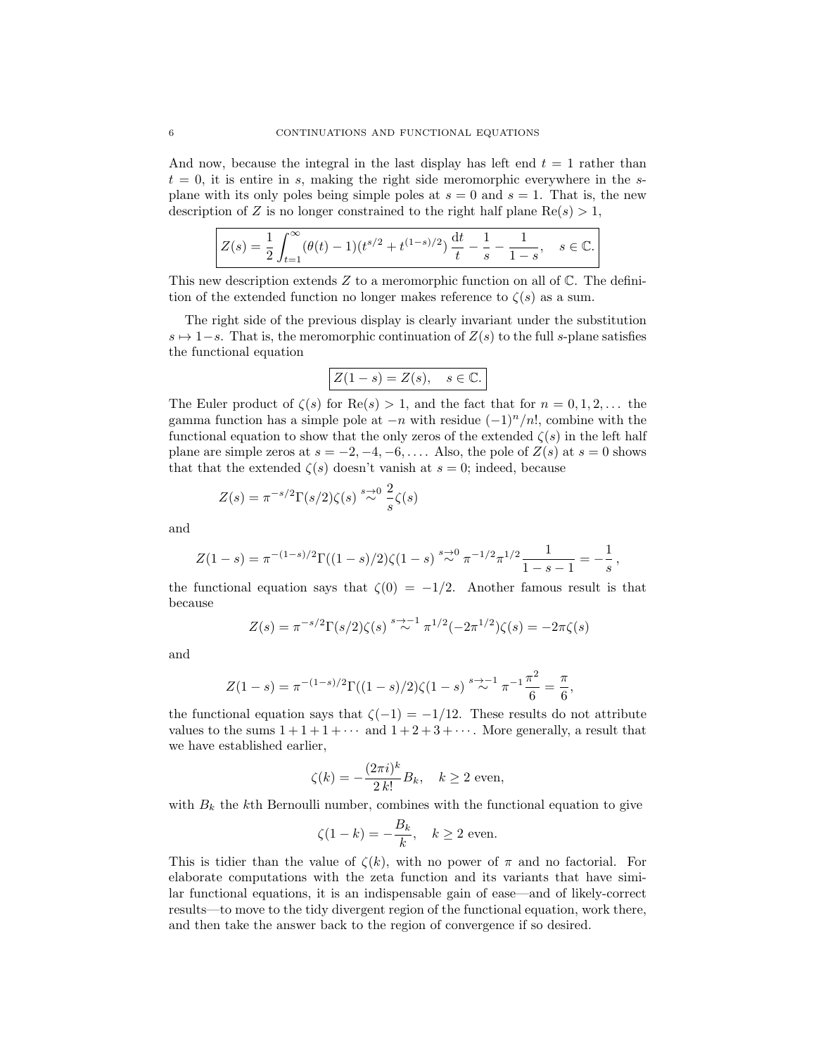And now, because the integral in the last display has left end $t = 1$ rather than $t = 0$, it is entire in $s$, making the right side meromorphic everywhere in the $s$-plane with its only poles being simple poles at $s = 0$ and $s = 1$. That is, the new description of $Z$ is no longer constrained to the right half plane $\mathrm{Re}(s) > 1$,

$$\boxed{Z(s) = \frac{1}{2}\int_{t=1}^{\infty}(\theta(t)-1)(t^{s/2}+t^{(1-s)/2})\,\frac{\mathrm{d}t}{t} - \frac{1}{s} - \frac{1}{1-s}, \quad s \in \mathbb{C}.}$$

This new description extends $Z$ to a meromorphic function on all of $\mathbb{C}$. The definition of the extended function no longer makes reference to $\zeta(s)$ as a sum.

The right side of the previous display is clearly invariant under the substitution $s \mapsto 1-s$. That is, the meromorphic continuation of $Z(s)$ to the full $s$-plane satisfies the functional equation

$$\boxed{Z(1-s) = Z(s), \quad s \in \mathbb{C}.}$$

The Euler product of $\zeta(s)$ for $\mathrm{Re}(s) > 1$, and the fact that for $n = 0, 1, 2, \ldots$ the gamma function has a simple pole at $-n$ with residue $(-1)^n/n!$, combine with the functional equation to show that the only zeros of the extended $\zeta(s)$ in the left half plane are simple zeros at $s = -2, -4, -6, \ldots$. Also, the pole of $Z(s)$ at $s = 0$ shows that that the extended $\zeta(s)$ doesn't vanish at $s = 0$; indeed, because

$$Z(s) = \pi^{-s/2}\Gamma(s/2)\zeta(s) \overset{s\to 0}{\sim} \frac{2}{s}\zeta(s)$$

and

$$Z(1-s) = \pi^{-(1-s)/2}\Gamma((1-s)/2)\zeta(1-s) \overset{s\to 0}{\sim} \pi^{-1/2}\pi^{1/2}\frac{1}{1-s-1} = -\frac{1}{s}\,,$$

the functional equation says that $\zeta(0) = -1/2$. Another famous result is that because

$$Z(s) = \pi^{-s/2}\Gamma(s/2)\zeta(s) \overset{s\to -1}{\sim} \pi^{1/2}(-2\pi^{1/2})\zeta(s) = -2\pi\zeta(s)$$

and

$$Z(1-s) = \pi^{-(1-s)/2}\Gamma((1-s)/2)\zeta(1-s) \overset{s\to -1}{\sim} \pi^{-1}\frac{\pi^2}{6} = \frac{\pi}{6},$$

the functional equation says that $\zeta(-1) = -1/12$. These results do not attribute values to the sums $1+1+1+\cdots$ and $1+2+3+\cdots$. More generally, a result that we have established earlier,

$$\zeta(k) = -\frac{(2\pi i)^k}{2\,k!}B_k, \quad k \geq 2 \text{ even},$$

with $B_k$ the $k$th Bernoulli number, combines with the functional equation to give

$$\zeta(1-k) = -\frac{B_k}{k}, \quad k \geq 2 \text{ even}.$$

This is tidier than the value of $\zeta(k)$, with no power of $\pi$ and no factorial. For elaborate computations with the zeta function and its variants that have similar functional equations, it is an indispensable gain of ease—and of likely-correct results—to move to the tidy divergent region of the functional equation, work there, and then take the answer back to the region of convergence if so desired.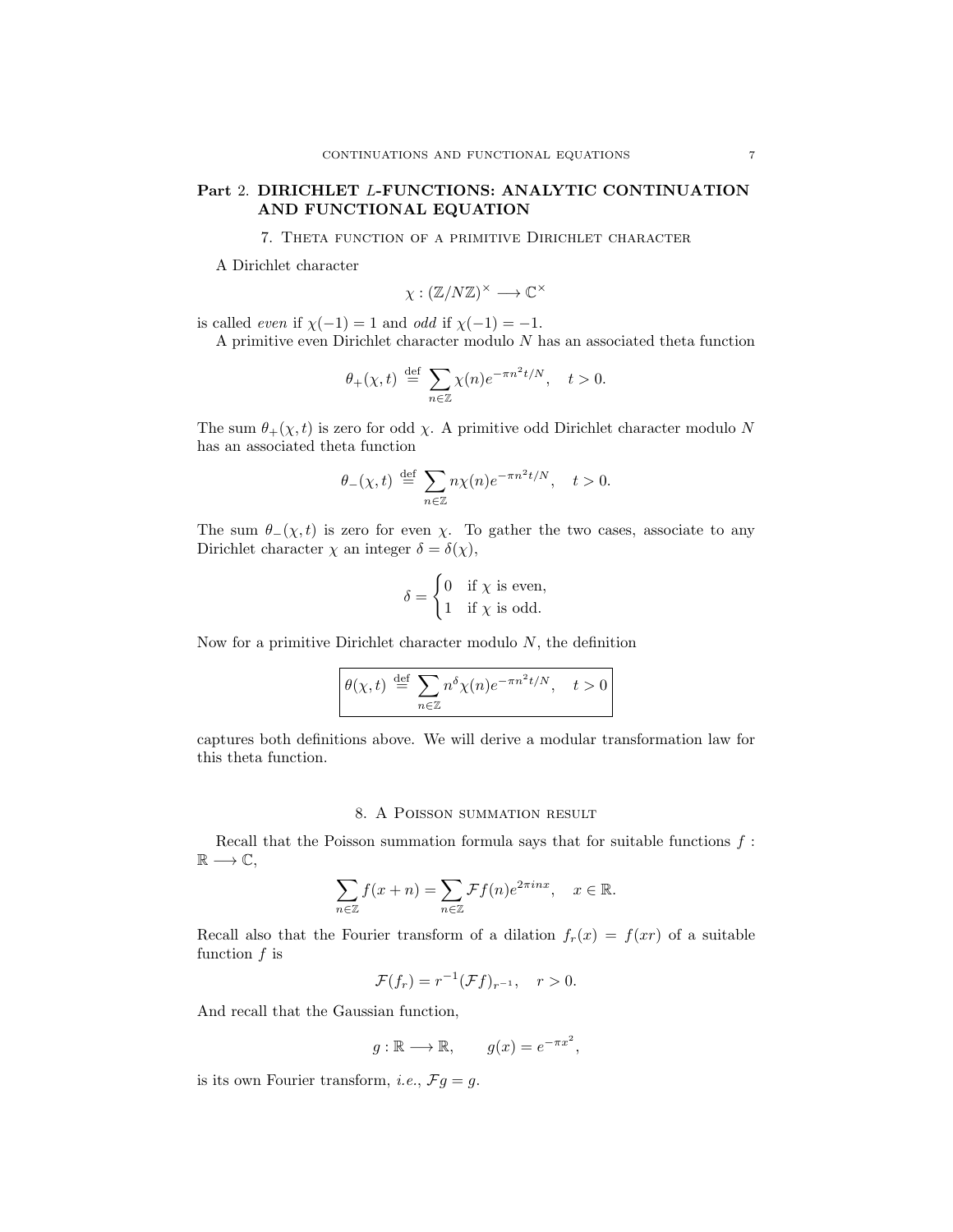# Part 2. DIRICHLET $L$-FUNCTIONS: ANALYTIC CONTINUATION AND FUNCTIONAL EQUATION

## 7. Theta function of a primitive Dirichlet character

A Dirichlet character

$$\chi : (\mathbb{Z}/N\mathbb{Z})^\times \longrightarrow \mathbb{C}^\times$$

is called *even* if $\chi(-1) = 1$ and *odd* if $\chi(-1) = -1$.

A primitive even Dirichlet character modulo $N$ has an associated theta function

$$\theta_+(\chi, t) \stackrel{\text{def}}{=} \sum_{n \in \mathbb{Z}} \chi(n) e^{-\pi n^2 t/N}, \quad t > 0.$$

The sum $\theta_+(\chi, t)$ is zero for odd $\chi$. A primitive odd Dirichlet character modulo $N$ has an associated theta function

$$\theta_-(\chi, t) \stackrel{\text{def}}{=} \sum_{n \in \mathbb{Z}} n\chi(n) e^{-\pi n^2 t/N}, \quad t > 0.$$

The sum $\theta_-(\chi, t)$ is zero for even $\chi$. To gather the two cases, associate to any Dirichlet character $\chi$ an integer $\delta = \delta(\chi)$,

$$\delta = \begin{cases} 0 & \text{if } \chi \text{ is even,} \\ 1 & \text{if } \chi \text{ is odd.} \end{cases}$$

Now for a primitive Dirichlet character modulo $N$, the definition

$$\boxed{\theta(\chi, t) \stackrel{\text{def}}{=} \sum_{n \in \mathbb{Z}} n^\delta \chi(n) e^{-\pi n^2 t/N}, \quad t > 0}$$

captures both definitions above. We will derive a modular transformation law for this theta function.

## 8. A Poisson summation result

Recall that the Poisson summation formula says that for suitable functions $f : \mathbb{R} \longrightarrow \mathbb{C}$,

$$\sum_{n \in \mathbb{Z}} f(x + n) = \sum_{n \in \mathbb{Z}} \mathcal{F}f(n) e^{2\pi i n x}, \quad x \in \mathbb{R}.$$

Recall also that the Fourier transform of a dilation $f_r(x) = f(xr)$ of a suitable function $f$ is

$$\mathcal{F}(f_r) = r^{-1}(\mathcal{F}f)_{r^{-1}}, \quad r > 0.$$

And recall that the Gaussian function,

$$g : \mathbb{R} \longrightarrow \mathbb{R}, \qquad g(x) = e^{-\pi x^2},$$

is its own Fourier transform, *i.e.*, $\mathcal{F}g = g$.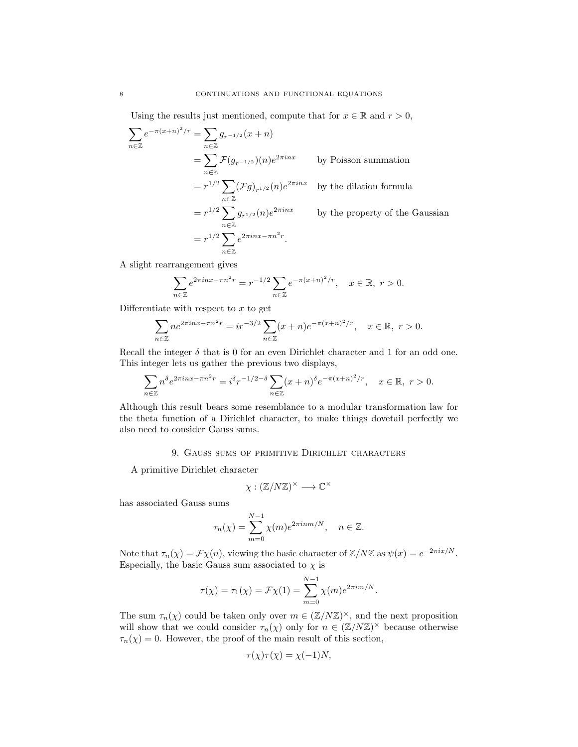Using the results just mentioned, compute that for $x \in \mathbb{R}$ and $r > 0$,

$$
\begin{aligned}
\sum_{n\in\mathbb{Z}} e^{-\pi(x+n)^2/r} &= \sum_{n\in\mathbb{Z}} g_{r^{-1/2}}(x+n) \\
&= \sum_{n\in\mathbb{Z}} \mathcal{F}(g_{r^{-1/2}})(n) e^{2\pi i n x} && \text{by Poisson summation} \\
&= r^{1/2} \sum_{n\in\mathbb{Z}} (\mathcal{F}g)_{r^{1/2}}(n) e^{2\pi i n x} && \text{by the dilation formula} \\
&= r^{1/2} \sum_{n\in\mathbb{Z}} g_{r^{1/2}}(n) e^{2\pi i n x} && \text{by the property of the Gaussian} \\
&= r^{1/2} \sum_{n\in\mathbb{Z}} e^{2\pi i n x - \pi n^2 r}.
\end{aligned}
$$

A slight rearrangement gives

$$
\sum_{n\in\mathbb{Z}} e^{2\pi i n x - \pi n^2 r} = r^{-1/2} \sum_{n\in\mathbb{Z}} e^{-\pi(x+n)^2/r}, \quad x \in \mathbb{R},\ r > 0.
$$

Differentiate with respect to $x$ to get

$$
\sum_{n\in\mathbb{Z}} n e^{2\pi i n x - \pi n^2 r} = i r^{-3/2} \sum_{n\in\mathbb{Z}} (x+n) e^{-\pi(x+n)^2/r}, \quad x \in \mathbb{R},\ r > 0.
$$

Recall the integer $\delta$ that is 0 for an even Dirichlet character and 1 for an odd one. This integer lets us gather the previous two displays,

$$
\sum_{n\in\mathbb{Z}} n^\delta e^{2\pi i n x - \pi n^2 r} = i^\delta r^{-1/2-\delta} \sum_{n\in\mathbb{Z}} (x+n)^\delta e^{-\pi(x+n)^2/r}, \quad x \in \mathbb{R},\ r > 0.
$$

Although this result bears some resemblance to a modular transformation law for the theta function of a Dirichlet character, to make things dovetail perfectly we also need to consider Gauss sums.

## 9. Gauss sums of primitive Dirichlet characters

A primitive Dirichlet character

$$
\chi : (\mathbb{Z}/N\mathbb{Z})^\times \longrightarrow \mathbb{C}^\times
$$

has associated Gauss sums

$$
\tau_n(\chi) = \sum_{m=0}^{N-1} \chi(m) e^{2\pi i n m/N}, \quad n \in \mathbb{Z}.
$$

Note that $\tau_n(\chi) = \mathcal{F}\chi(n)$, viewing the basic character of $\mathbb{Z}/N\mathbb{Z}$ as $\psi(x) = e^{-2\pi i x/N}$. Especially, the basic Gauss sum associated to $\chi$ is

$$
\tau(\chi) = \tau_1(\chi) = \mathcal{F}\chi(1) = \sum_{m=0}^{N-1} \chi(m) e^{2\pi i m/N}.
$$

The sum $\tau_n(\chi)$ could be taken only over $m \in (\mathbb{Z}/N\mathbb{Z})^\times$, and the next proposition will show that we could consider $\tau_n(\chi)$ only for $n \in (\mathbb{Z}/N\mathbb{Z})^\times$ because otherwise $\tau_n(\chi) = 0$. However, the proof of the main result of this section,

$$
\tau(\chi)\tau(\overline{\chi}) = \chi(-1)N,
$$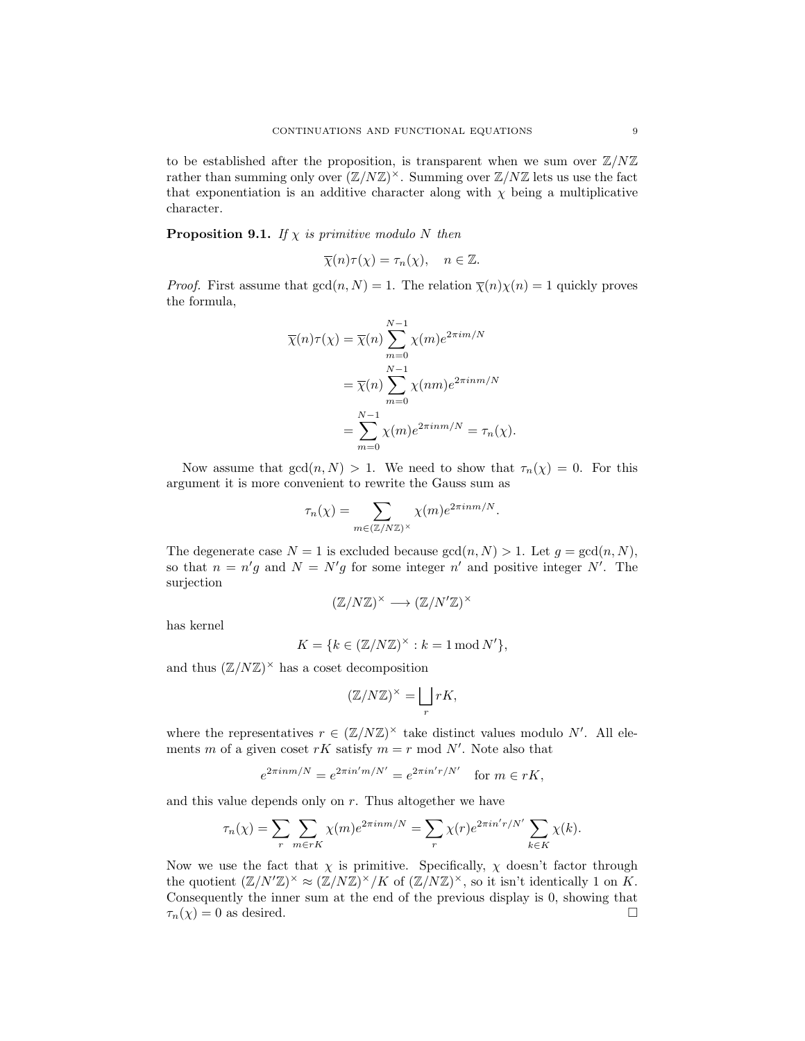to be established after the proposition, is transparent when we sum over $\mathbb{Z}/N\mathbb{Z}$ rather than summing only over $(\mathbb{Z}/N\mathbb{Z})^\times$. Summing over $\mathbb{Z}/N\mathbb{Z}$ lets us use the fact that exponentiation is an additive character along with $\chi$ being a multiplicative character.

**Proposition 9.1.** *If $\chi$ is primitive modulo $N$ then*

$$\overline{\chi}(n)\tau(\chi) = \tau_n(\chi), \quad n \in \mathbb{Z}.$$

*Proof.* First assume that $\gcd(n, N) = 1$. The relation $\overline{\chi}(n)\chi(n) = 1$ quickly proves the formula,

$$\begin{aligned}
\overline{\chi}(n)\tau(\chi) &= \overline{\chi}(n) \sum_{m=0}^{N-1} \chi(m) e^{2\pi i m/N} \\
&= \overline{\chi}(n) \sum_{m=0}^{N-1} \chi(nm) e^{2\pi i n m/N} \\
&= \sum_{m=0}^{N-1} \chi(m) e^{2\pi i n m/N} = \tau_n(\chi).
\end{aligned}$$

Now assume that $\gcd(n, N) > 1$. We need to show that $\tau_n(\chi) = 0$. For this argument it is more convenient to rewrite the Gauss sum as

$$\tau_n(\chi) = \sum_{m \in (\mathbb{Z}/N\mathbb{Z})^\times} \chi(m) e^{2\pi i n m/N}.$$

The degenerate case $N = 1$ is excluded because $\gcd(n, N) > 1$. Let $g = \gcd(n, N)$, so that $n = n'g$ and $N = N'g$ for some integer $n'$ and positive integer $N'$. The surjection

$$(\mathbb{Z}/N\mathbb{Z})^\times \longrightarrow (\mathbb{Z}/N'\mathbb{Z})^\times$$

has kernel

$$K = \{k \in (\mathbb{Z}/N\mathbb{Z})^\times : k = 1 \bmod N'\},$$

and thus $(\mathbb{Z}/N\mathbb{Z})^\times$ has a coset decomposition

$$(\mathbb{Z}/N\mathbb{Z})^\times = \bigsqcup_r rK,$$

where the representatives $r \in (\mathbb{Z}/N\mathbb{Z})^\times$ take distinct values modulo $N'$. All elements $m$ of a given coset $rK$ satisfy $m = r \bmod N'$. Note also that

$$e^{2\pi i n m/N} = e^{2\pi i n' m/N'} = e^{2\pi i n' r/N'} \quad \text{for } m \in rK,$$

and this value depends only on $r$. Thus altogether we have

$$\tau_n(\chi) = \sum_r \sum_{m \in rK} \chi(m) e^{2\pi i n m/N} = \sum_r \chi(r) e^{2\pi i n' r/N'} \sum_{k \in K} \chi(k).$$

Now we use the fact that $\chi$ is primitive. Specifically, $\chi$ doesn't factor through the quotient $(\mathbb{Z}/N'\mathbb{Z})^\times \approx (\mathbb{Z}/N\mathbb{Z})^\times/K$ of $(\mathbb{Z}/N\mathbb{Z})^\times$, so it isn't identically 1 on $K$. Consequently the inner sum at the end of the previous display is 0, showing that $\tau_n(\chi) = 0$ as desired. $\square$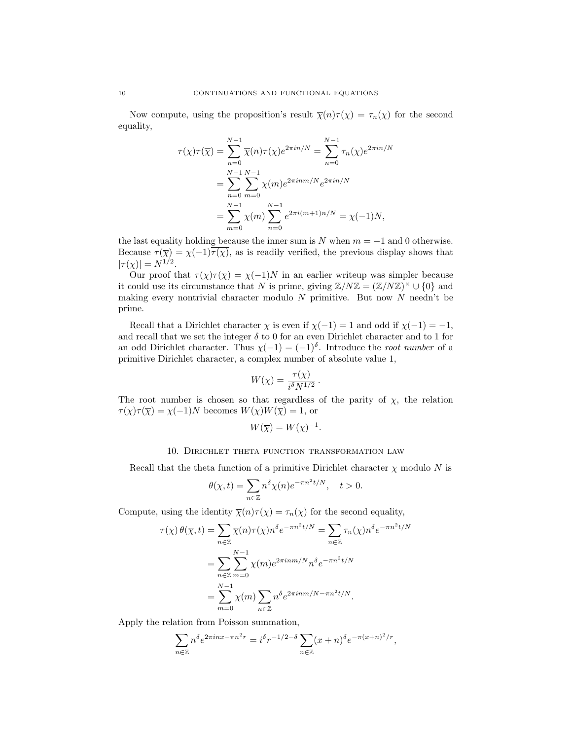Now compute, using the proposition's result $\overline{\chi}(n)\tau(\chi) = \tau_n(\chi)$ for the second equality,

$$
\begin{aligned}
\tau(\chi)\tau(\overline{\chi}) &= \sum_{n=0}^{N-1} \overline{\chi}(n)\tau(\chi)e^{2\pi i n/N} = \sum_{n=0}^{N-1} \tau_n(\chi)e^{2\pi i n/N} \\
&= \sum_{n=0}^{N-1}\sum_{m=0}^{N-1} \chi(m)e^{2\pi i n m/N}e^{2\pi i n/N} \\
&= \sum_{m=0}^{N-1} \chi(m) \sum_{n=0}^{N-1} e^{2\pi i(m+1)n/N} = \chi(-1)N,
\end{aligned}
$$

the last equality holding because the inner sum is $N$ when $m = -1$ and 0 otherwise. Because $\tau(\overline{\chi}) = \chi(-1)\overline{\tau(\chi)}$, as is readily verified, the previous display shows that $|\tau(\chi)| = N^{1/2}$.

Our proof that $\tau(\chi)\tau(\overline{\chi}) = \chi(-1)N$ in an earlier writeup was simpler because it could use its circumstance that $N$ is prime, giving $\mathbb{Z}/N\mathbb{Z} = (\mathbb{Z}/N\mathbb{Z})^\times \cup \{0\}$ and making every nontrivial character modulo $N$ primitive. But now $N$ needn't be prime.

Recall that a Dirichlet character $\chi$ is even if $\chi(-1) = 1$ and odd if $\chi(-1) = -1$, and recall that we set the integer $\delta$ to 0 for an even Dirichlet character and to 1 for an odd Dirichlet character. Thus $\chi(-1) = (-1)^\delta$. Introduce the *root number* of a primitive Dirichlet character, a complex number of absolute value 1,

$$
W(\chi) = \frac{\tau(\chi)}{i^\delta N^{1/2}}\,.
$$

The root number is chosen so that regardless of the parity of $\chi$, the relation $\tau(\chi)\tau(\overline{\chi}) = \chi(-1)N$ becomes $W(\chi)W(\overline{\chi}) = 1$, or

$$
W(\overline{\chi}) = W(\chi)^{-1}.
$$

## 10. Dirichlet theta function transformation law

Recall that the theta function of a primitive Dirichlet character $\chi$ modulo $N$ is

$$
\theta(\chi, t) = \sum_{n\in\mathbb{Z}} n^\delta \chi(n) e^{-\pi n^2 t/N}, \quad t > 0.
$$

Compute, using the identity $\overline{\chi}(n)\tau(\chi) = \tau_n(\chi)$ for the second equality,

$$
\begin{aligned}
\tau(\chi)\,\theta(\overline{\chi}, t) &= \sum_{n\in\mathbb{Z}} \overline{\chi}(n)\tau(\chi)n^\delta e^{-\pi n^2 t/N} = \sum_{n\in\mathbb{Z}} \tau_n(\chi)n^\delta e^{-\pi n^2 t/N} \\
&= \sum_{n\in\mathbb{Z}}\sum_{m=0}^{N-1} \chi(m)e^{2\pi i n m/N} n^\delta e^{-\pi n^2 t/N} \\
&= \sum_{m=0}^{N-1} \chi(m) \sum_{n\in\mathbb{Z}} n^\delta e^{2\pi i n m/N - \pi n^2 t/N}.
\end{aligned}
$$

Apply the relation from Poisson summation,

$$
\sum_{n\in\mathbb{Z}} n^\delta e^{2\pi i n x - \pi n^2 r} = i^\delta r^{-1/2-\delta} \sum_{n\in\mathbb{Z}} (x+n)^\delta e^{-\pi(x+n)^2/r},
$$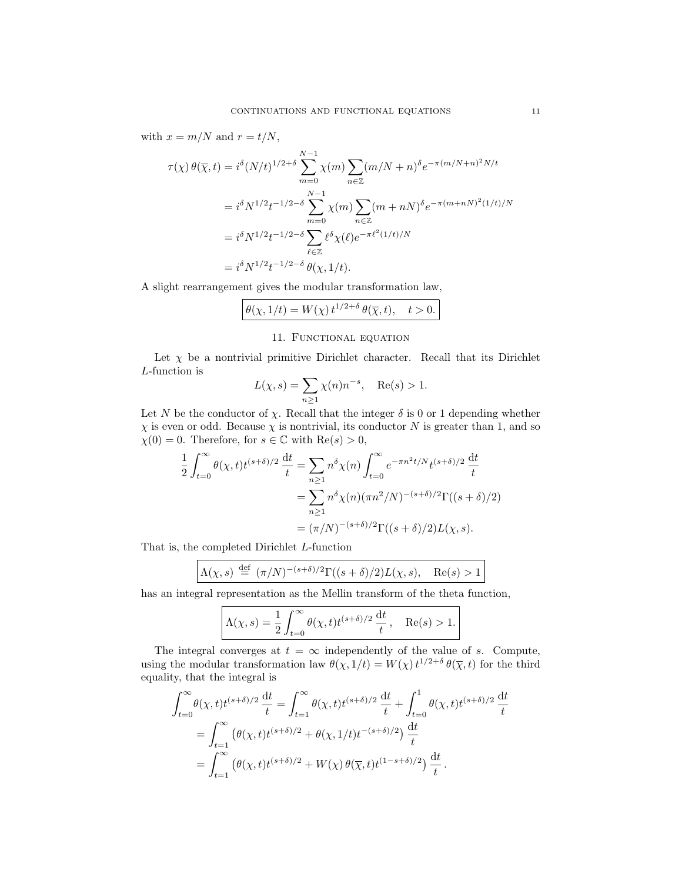with $x = m/N$ and $r = t/N$,

$$
\begin{aligned}
\tau(\chi)\,\theta(\overline{\chi},t) &= i^\delta (N/t)^{1/2+\delta} \sum_{m=0}^{N-1} \chi(m) \sum_{n\in\mathbb{Z}} (m/N+n)^\delta e^{-\pi(m/N+n)^2 N/t} \\
&= i^\delta N^{1/2} t^{-1/2-\delta} \sum_{m=0}^{N-1} \chi(m) \sum_{n\in\mathbb{Z}} (m+nN)^\delta e^{-\pi(m+nN)^2(1/t)/N} \\
&= i^\delta N^{1/2} t^{-1/2-\delta} \sum_{\ell\in\mathbb{Z}} \ell^\delta \chi(\ell) e^{-\pi\ell^2(1/t)/N} \\
&= i^\delta N^{1/2} t^{-1/2-\delta}\, \theta(\chi,1/t).
\end{aligned}
$$

A slight rearrangement gives the modular transformation law,

$$
\boxed{\theta(\chi,1/t) = W(\chi)\, t^{1/2+\delta}\, \theta(\overline{\chi},t), \quad t>0.}
$$

## 11. Functional equation

Let $\chi$ be a nontrivial primitive Dirichlet character. Recall that its Dirichlet $L$-function is

$$
L(\chi,s) = \sum_{n\geq 1} \chi(n) n^{-s}, \quad \mathrm{Re}(s) > 1.
$$

Let $N$ be the conductor of $\chi$. Recall that the integer $\delta$ is 0 or 1 depending whether $\chi$ is even or odd. Because $\chi$ is nontrivial, its conductor $N$ is greater than 1, and so $\chi(0) = 0$. Therefore, for $s \in \mathbb{C}$ with $\mathrm{Re}(s) > 0$,

$$
\begin{aligned}
\frac{1}{2}\int_{t=0}^\infty \theta(\chi,t) t^{(s+\delta)/2}\, \frac{\mathrm{d}t}{t} &= \sum_{n\geq 1} n^\delta \chi(n) \int_{t=0}^\infty e^{-\pi n^2 t/N} t^{(s+\delta)/2}\, \frac{\mathrm{d}t}{t} \\
&= \sum_{n\geq 1} n^\delta \chi(n) (\pi n^2/N)^{-(s+\delta)/2}\Gamma((s+\delta)/2) \\
&= (\pi/N)^{-(s+\delta)/2}\Gamma((s+\delta)/2) L(\chi,s).
\end{aligned}
$$

That is, the completed Dirichlet $L$-function

$$
\boxed{\Lambda(\chi,s) \stackrel{\text{def}}{=} (\pi/N)^{-(s+\delta)/2}\Gamma((s+\delta)/2)L(\chi,s), \quad \mathrm{Re}(s) > 1}
$$

has an integral representation as the Mellin transform of the theta function,

$$
\boxed{\Lambda(\chi,s) = \frac{1}{2}\int_{t=0}^\infty \theta(\chi,t) t^{(s+\delta)/2}\, \frac{\mathrm{d}t}{t}\,, \quad \mathrm{Re}(s) > 1.}
$$

The integral converges at $t = \infty$ independently of the value of $s$. Compute, using the modular transformation law $\theta(\chi,1/t) = W(\chi)\, t^{1/2+\delta}\, \theta(\overline{\chi},t)$ for the third equality, that the integral is

$$
\begin{aligned}
\int_{t=0}^\infty \theta(\chi,t) t^{(s+\delta)/2}\, \frac{\mathrm{d}t}{t} &= \int_{t=1}^\infty \theta(\chi,t) t^{(s+\delta)/2}\, \frac{\mathrm{d}t}{t} + \int_{t=0}^1 \theta(\chi,t) t^{(s+\delta)/2}\, \frac{\mathrm{d}t}{t} \\
&= \int_{t=1}^\infty \left(\theta(\chi,t) t^{(s+\delta)/2} + \theta(\chi,1/t) t^{-(s+\delta)/2}\right) \frac{\mathrm{d}t}{t} \\
&= \int_{t=1}^\infty \left(\theta(\chi,t) t^{(s+\delta)/2} + W(\chi)\,\theta(\overline{\chi},t) t^{(1-s+\delta)/2}\right) \frac{\mathrm{d}t}{t}\,.
\end{aligned}
$$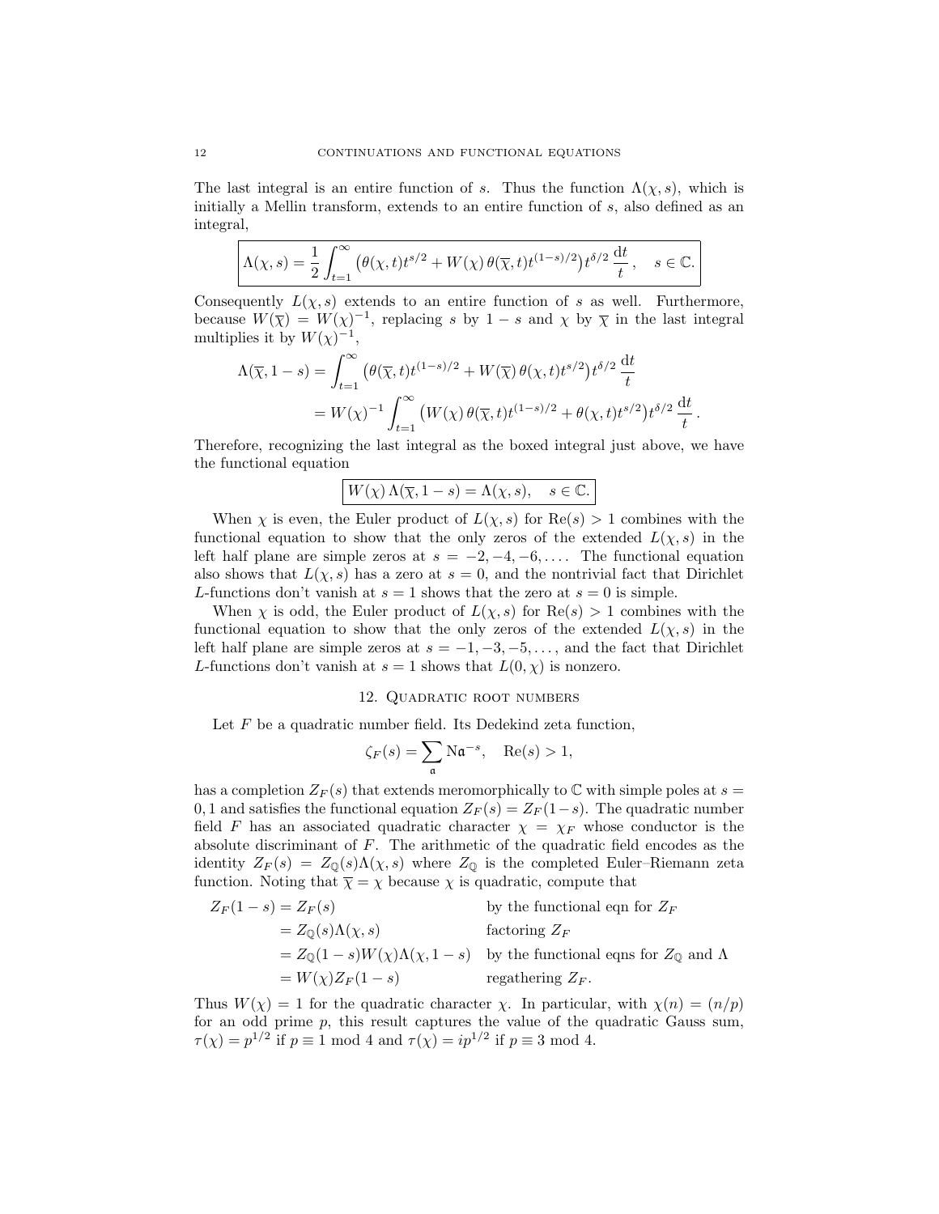The last integral is an entire function of $s$. Thus the function $\Lambda(\chi, s)$, which is initially a Mellin transform, extends to an entire function of $s$, also defined as an integral,

$$\boxed{\Lambda(\chi, s) = \frac{1}{2}\int_{t=1}^{\infty} \big(\theta(\chi, t)t^{s/2} + W(\chi)\,\theta(\overline{\chi}, t)t^{(1-s)/2}\big)t^{\delta/2}\,\frac{\mathrm{d}t}{t}\,, \quad s \in \mathbb{C}.}$$

Consequently $L(\chi, s)$ extends to an entire function of $s$ as well. Furthermore, because $W(\overline{\chi}) = W(\chi)^{-1}$, replacing $s$ by $1-s$ and $\chi$ by $\overline{\chi}$ in the last integral multiplies it by $W(\chi)^{-1}$,

$$\begin{aligned}
\Lambda(\overline{\chi}, 1-s) &= \int_{t=1}^{\infty} \big(\theta(\overline{\chi}, t)t^{(1-s)/2} + W(\overline{\chi})\,\theta(\chi, t)t^{s/2}\big)t^{\delta/2}\,\frac{\mathrm{d}t}{t} \\
&= W(\chi)^{-1}\int_{t=1}^{\infty} \big(W(\chi)\,\theta(\overline{\chi}, t)t^{(1-s)/2} + \theta(\chi, t)t^{s/2}\big)t^{\delta/2}\,\frac{\mathrm{d}t}{t}\,.
\end{aligned}$$

Therefore, recognizing the last integral as the boxed integral just above, we have the functional equation

$$\boxed{W(\chi)\,\Lambda(\overline{\chi}, 1-s) = \Lambda(\chi, s), \quad s \in \mathbb{C}.}$$

When $\chi$ is even, the Euler product of $L(\chi, s)$ for $\mathrm{Re}(s) > 1$ combines with the functional equation to show that the only zeros of the extended $L(\chi, s)$ in the left half plane are simple zeros at $s = -2, -4, -6, \ldots$. The functional equation also shows that $L(\chi, s)$ has a zero at $s = 0$, and the nontrivial fact that Dirichlet $L$-functions don't vanish at $s = 1$ shows that the zero at $s = 0$ is simple.

When $\chi$ is odd, the Euler product of $L(\chi, s)$ for $\mathrm{Re}(s) > 1$ combines with the functional equation to show that the only zeros of the extended $L(\chi, s)$ in the left half plane are simple zeros at $s = -1, -3, -5, \ldots$, and the fact that Dirichlet $L$-functions don't vanish at $s = 1$ shows that $L(0, \chi)$ is nonzero.

## 12. Quadratic root numbers

Let $F$ be a quadratic number field. Its Dedekind zeta function,

$$\zeta_F(s) = \sum_{\mathfrak{a}} \mathrm{N}\mathfrak{a}^{-s}, \quad \mathrm{Re}(s) > 1,$$

has a completion $Z_F(s)$ that extends meromorphically to $\mathbb{C}$ with simple poles at $s = 0, 1$ and satisfies the functional equation $Z_F(s) = Z_F(1-s)$. The quadratic number field $F$ has an associated quadratic character $\chi = \chi_F$ whose conductor is the absolute discriminant of $F$. The arithmetic of the quadratic field encodes as the identity $Z_F(s) = Z_{\mathbb{Q}}(s)\Lambda(\chi, s)$ where $Z_{\mathbb{Q}}$ is the completed Euler–Riemann zeta function. Noting that $\overline{\chi} = \chi$ because $\chi$ is quadratic, compute that

$$\begin{aligned}
Z_F(1-s) &= Z_F(s) && \text{by the functional eqn for } Z_F \\
&= Z_{\mathbb{Q}}(s)\Lambda(\chi, s) && \text{factoring } Z_F \\
&= Z_{\mathbb{Q}}(1-s)W(\chi)\Lambda(\chi, 1-s) && \text{by the functional eqns for } Z_{\mathbb{Q}} \text{ and } \Lambda \\
&= W(\chi)Z_F(1-s) && \text{regathering } Z_F.
\end{aligned}$$

Thus $W(\chi) = 1$ for the quadratic character $\chi$. In particular, with $\chi(n) = (n/p)$ for an odd prime $p$, this result captures the value of the quadratic Gauss sum, $\tau(\chi) = p^{1/2}$ if $p \equiv 1 \bmod 4$ and $\tau(\chi) = ip^{1/2}$ if $p \equiv 3 \bmod 4$.